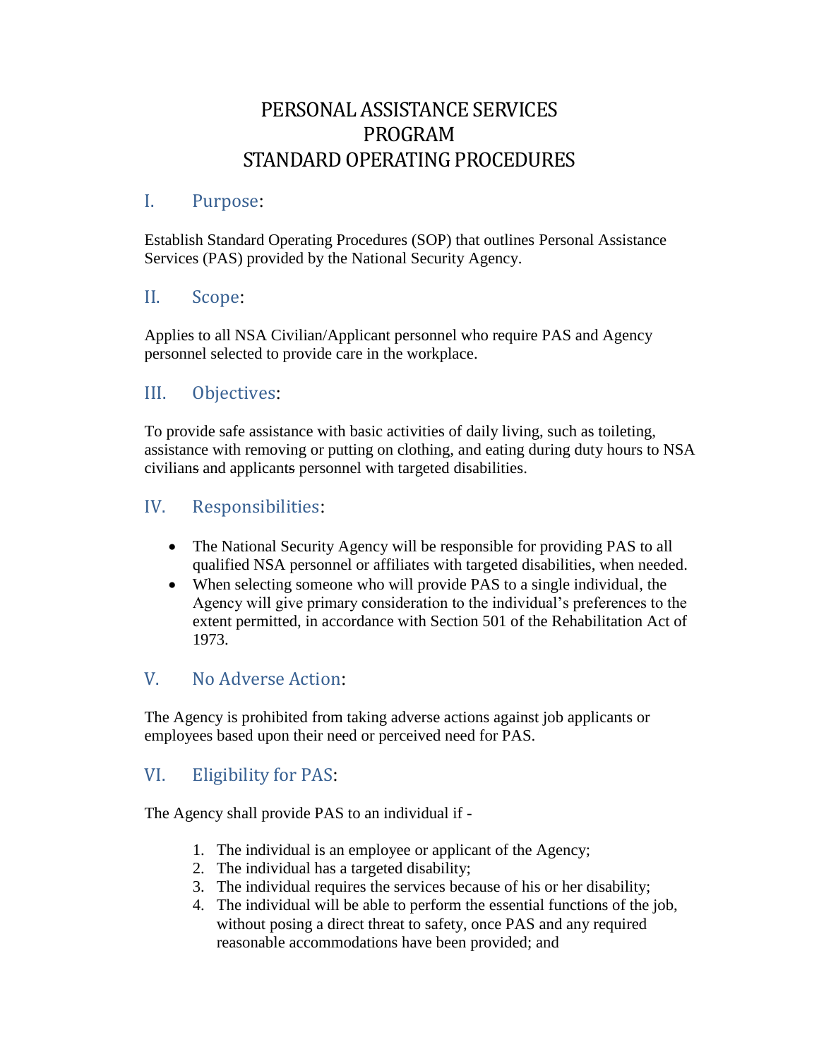# PERSONAL ASSISTANCE SERVICES PROGRAM STANDARD OPERATING PROCEDURES

## I. Purpose:

Establish Standard Operating Procedures (SOP) that outlines Personal Assistance Services (PAS) provided by the National Security Agency.

## II. Scope:

Applies to all NSA Civilian/Applicant personnel who require PAS and Agency personnel selected to provide care in the workplace.

## III. Objectives:

To provide safe assistance with basic activities of daily living, such as toileting, assistance with removing or putting on clothing, and eating during duty hours to NSA civilians and applicants personnel with targeted disabilities.

## IV. Responsibilities:

- The National Security Agency will be responsible for providing PAS to all qualified NSA personnel or affiliates with targeted disabilities, when needed.
- When selecting someone who will provide PAS to a single individual, the Agency will give primary consideration to the individual's preferences to the extent permitted, in accordance with Section 501 of the Rehabilitation Act of 1973.

## V. No Adverse Action:

The Agency is prohibited from taking adverse actions against job applicants or employees based upon their need or perceived need for PAS.

## VI. Eligibility for PAS:

The Agency shall provide PAS to an individual if -

1. The individual is an employee or applicant of the Agency;
2. The individual has a targeted disability;
3. The individual requires the services because of his or her disability;
4. The individual will be able to perform the essential functions of the job, without posing a direct threat to safety, once PAS and any required reasonable accommodations have been provided; and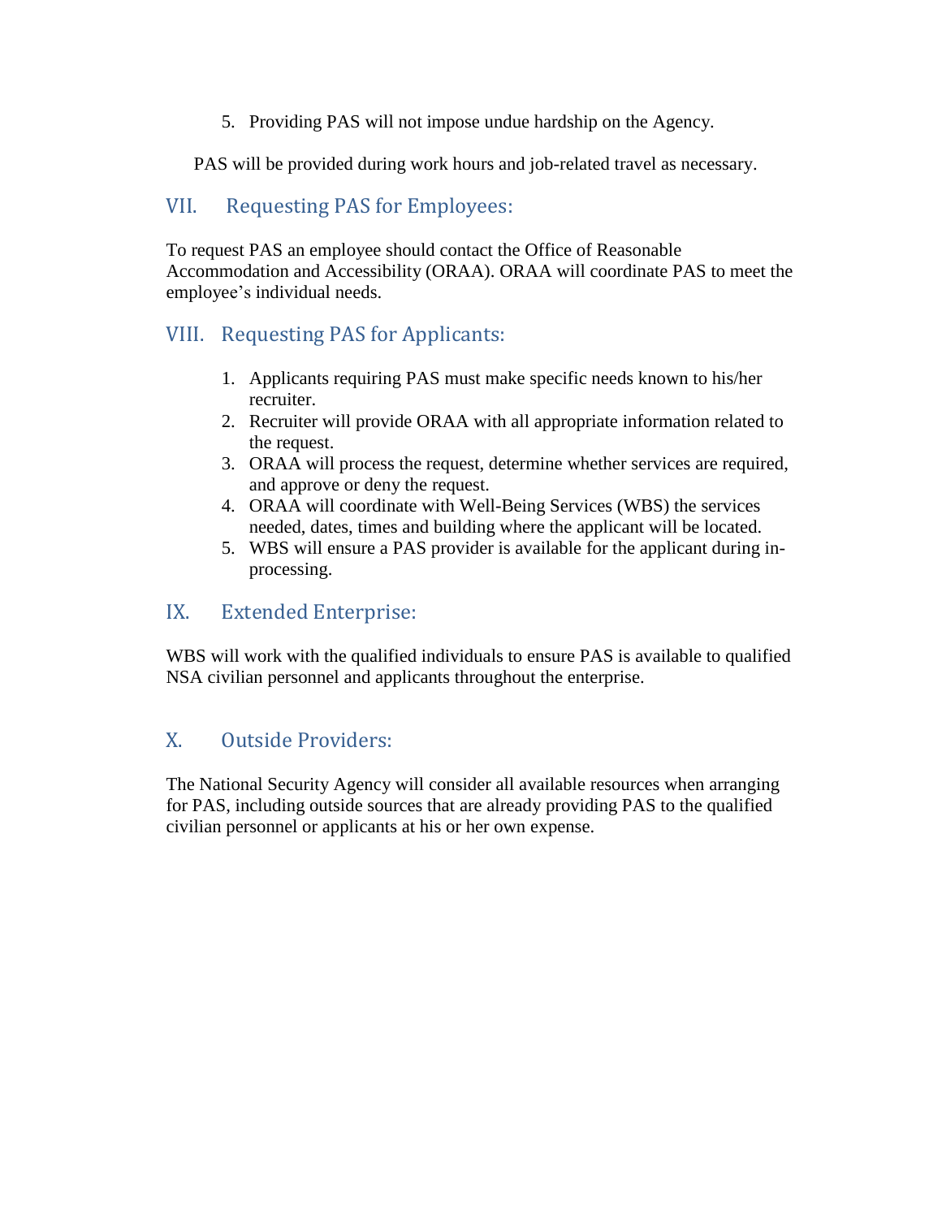5. Providing PAS will not impose undue hardship on the Agency.

PAS will be provided during work hours and job-related travel as necessary.

## VII. Requesting PAS for Employees:

To request PAS an employee should contact the Office of Reasonable Accommodation and Accessibility (ORAA). ORAA will coordinate PAS to meet the employee's individual needs.

## VIII. Requesting PAS for Applicants:

1. Applicants requiring PAS must make specific needs known to his/her recruiter.
2. Recruiter will provide ORAA with all appropriate information related to the request.
3. ORAA will process the request, determine whether services are required, and approve or deny the request.
4. ORAA will coordinate with Well-Being Services (WBS) the services needed, dates, times and building where the applicant will be located.
5. WBS will ensure a PAS provider is available for the applicant during in-processing.

## IX. Extended Enterprise:

WBS will work with the qualified individuals to ensure PAS is available to qualified NSA civilian personnel and applicants throughout the enterprise.

## X. Outside Providers:

The National Security Agency will consider all available resources when arranging for PAS, including outside sources that are already providing PAS to the qualified civilian personnel or applicants at his or her own expense.